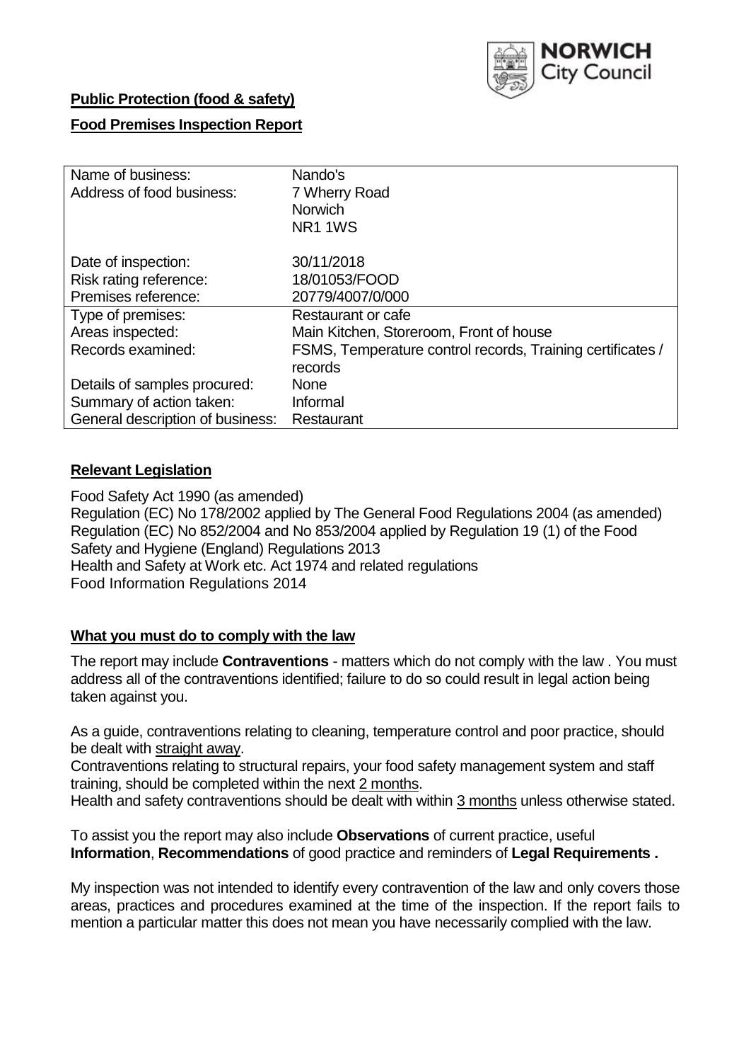**Public Protection (food & safety)**

**Food Premises Inspection Report**

| Name of business: | Nando's |
|---|---|
| Address of food business: | 7 Wherry Road<br>Norwich<br>NR1 1WS |
| Date of inspection: | 30/11/2018 |
| Risk rating reference: | 18/01053/FOOD |
| Premises reference: | 20779/4007/0/000 |
| Type of premises: | Restaurant or cafe |
| Areas inspected: | Main Kitchen, Storeroom, Front of house |
| Records examined: | FSMS, Temperature control records, Training certificates / records |
| Details of samples procured: | None |
| Summary of action taken: | Informal |
| General description of business: | Restaurant |

## Relevant Legislation

Food Safety Act 1990 (as amended)
Regulation (EC) No 178/2002 applied by The General Food Regulations 2004 (as amended)
Regulation (EC) No 852/2004 and No 853/2004 applied by Regulation 19 (1) of the Food Safety and Hygiene (England) Regulations 2013
Health and Safety at Work etc. Act 1974 and related regulations
Food Information Regulations 2014

## What you must do to comply with the law

The report may include **Contraventions** - matters which do not comply with the law . You must address all of the contraventions identified; failure to do so could result in legal action being taken against you.

As a guide, contraventions relating to cleaning, temperature control and poor practice, should be dealt with straight away.

Contraventions relating to structural repairs, your food safety management system and staff training, should be completed within the next 2 months.

Health and safety contraventions should be dealt with within 3 months unless otherwise stated.

To assist you the report may also include **Observations** of current practice, useful **Information**, **Recommendations** of good practice and reminders of **Legal Requirements .**

My inspection was not intended to identify every contravention of the law and only covers those areas, practices and procedures examined at the time of the inspection. If the report fails to mention a particular matter this does not mean you have necessarily complied with the law.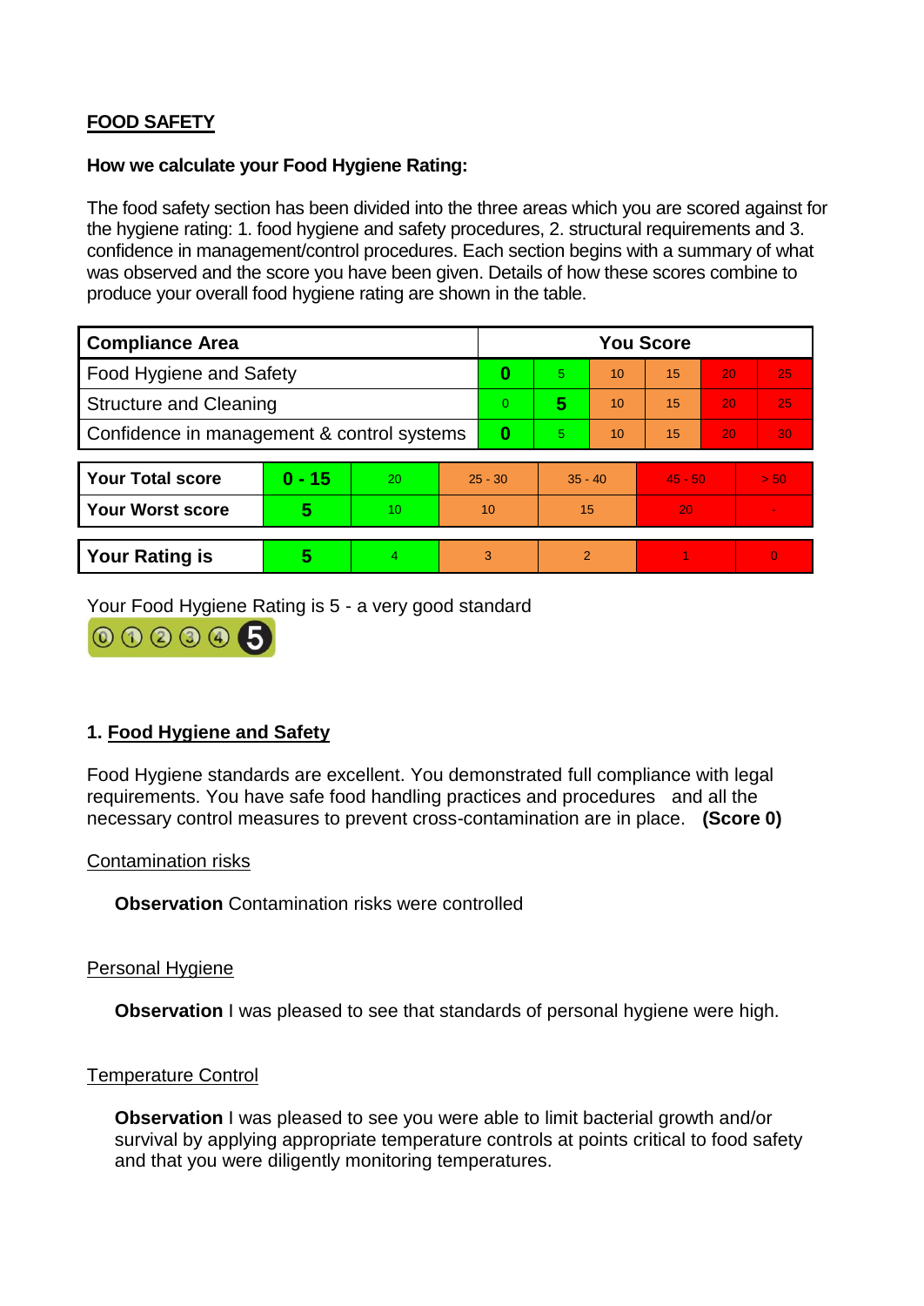## FOOD SAFETY

**How we calculate your Food Hygiene Rating:**

The food safety section has been divided into the three areas which you are scored against for the hygiene rating: 1. food hygiene and safety procedures, 2. structural requirements and 3. confidence in management/control procedures. Each section begins with a summary of what was observed and the score you have been given. Details of how these scores combine to produce your overall food hygiene rating are shown in the table.

| Compliance Area | You Score | | | | | |
|---|---|---|---|---|---|---|
| Food Hygiene and Safety | **0** | 5 | 10 | 15 | 20 | 25 |
| Structure and Cleaning | 0 | **5** | 10 | 15 | 20 | 25 |
| Confidence in management & control systems | **0** | 5 | 10 | 15 | 20 | 30 |

| | | | | | | |
|---|---|---|---|---|---|---|
| **Your Total score** | **0 - 15** | 20 | 25 - 30 | 35 - 40 | 45 - 50 | > 50 |
| **Your Worst score** | **5** | 10 | 10 | 15 | 20 | - |

| | | | | | | |
|---|---|---|---|---|---|---|
| **Your Rating is** | **5** | 4 | 3 | 2 | 1 | 0 |

Your Food Hygiene Rating is 5 - a very good standard

### 1. Food Hygiene and Safety

Food Hygiene standards are excellent. You demonstrated full compliance with legal requirements. You have safe food handling practices and procedures and all the necessary control measures to prevent cross-contamination are in place. **(Score 0)**

Contamination risks

**Observation** Contamination risks were controlled

Personal Hygiene

**Observation** I was pleased to see that standards of personal hygiene were high.

Temperature Control

**Observation** I was pleased to see you were able to limit bacterial growth and/or survival by applying appropriate temperature controls at points critical to food safety and that you were diligently monitoring temperatures.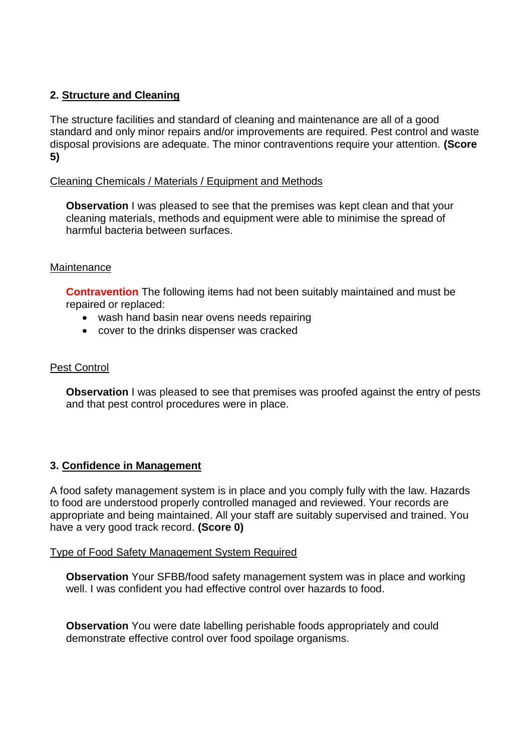## 2. Structure and Cleaning

The structure facilities and standard of cleaning and maintenance are all of a good standard and only minor repairs and/or improvements are required. Pest control and waste disposal provisions are adequate. The minor contraventions require your attention. **(Score 5)**

Cleaning Chemicals / Materials / Equipment and Methods

**Observation** I was pleased to see that the premises was kept clean and that your cleaning materials, methods and equipment were able to minimise the spread of harmful bacteria between surfaces.

Maintenance

**Contravention** The following items had not been suitably maintained and must be repaired or replaced:

- wash hand basin near ovens needs repairing
- cover to the drinks dispenser was cracked

Pest Control

**Observation** I was pleased to see that premises was proofed against the entry of pests and that pest control procedures were in place.

## 3. Confidence in Management

A food safety management system is in place and you comply fully with the law. Hazards to food are understood properly controlled managed and reviewed. Your records are appropriate and being maintained. All your staff are suitably supervised and trained. You have a very good track record. **(Score 0)**

Type of Food Safety Management System Required

**Observation** Your SFBB/food safety management system was in place and working well. I was confident you had effective control over hazards to food.

**Observation** You were date labelling perishable foods appropriately and could demonstrate effective control over food spoilage organisms.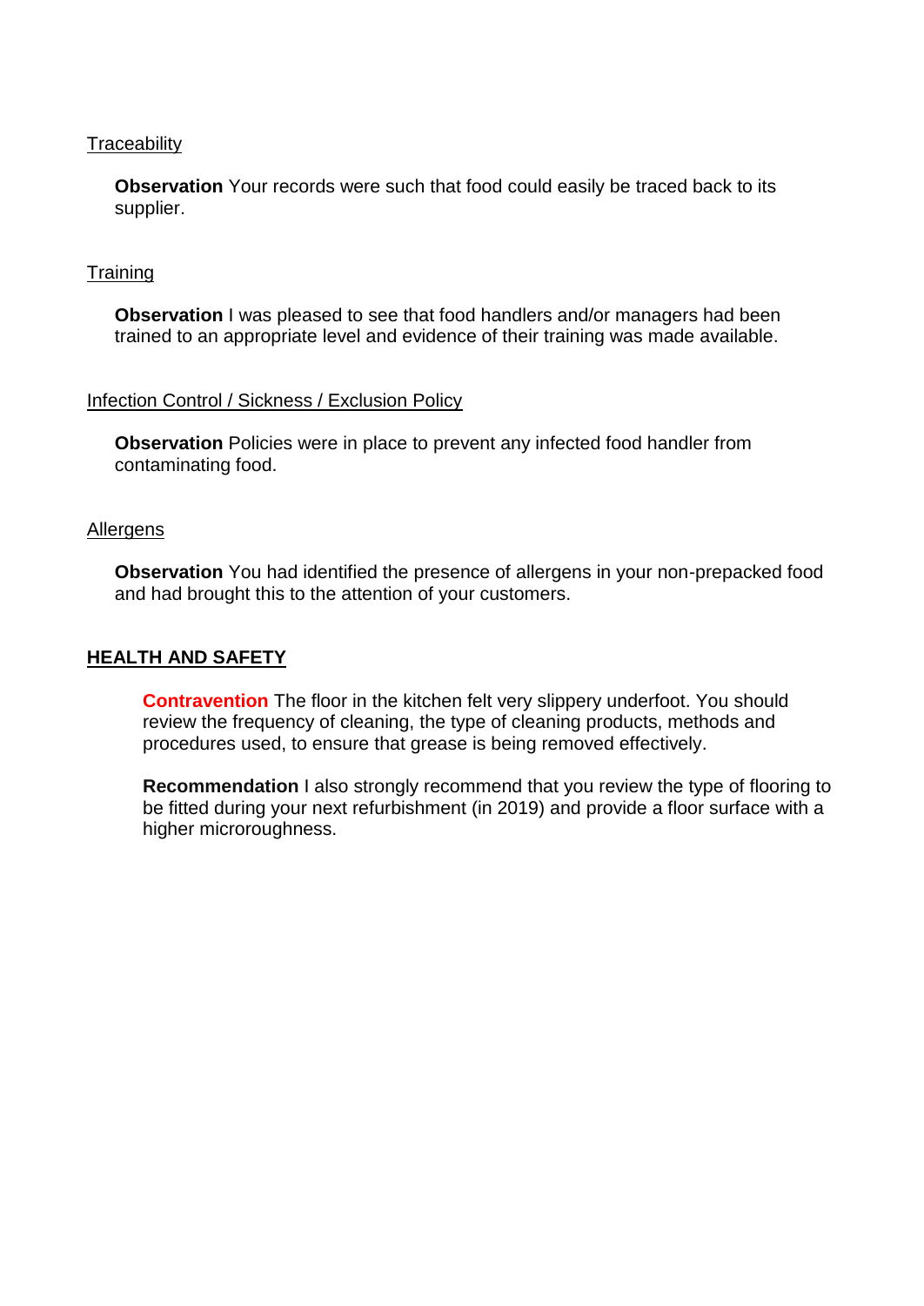Traceability

**Observation** Your records were such that food could easily be traced back to its supplier.

Training

**Observation** I was pleased to see that food handlers and/or managers had been trained to an appropriate level and evidence of their training was made available.

Infection Control / Sickness / Exclusion Policy

**Observation** Policies were in place to prevent any infected food handler from contaminating food.

Allergens

**Observation** You had identified the presence of allergens in your non-prepacked food and had brought this to the attention of your customers.

## HEALTH AND SAFETY

**Contravention** The floor in the kitchen felt very slippery underfoot. You should review the frequency of cleaning, the type of cleaning products, methods and procedures used, to ensure that grease is being removed effectively.

**Recommendation** I also strongly recommend that you review the type of flooring to be fitted during your next refurbishment (in 2019) and provide a floor surface with a higher microroughness.